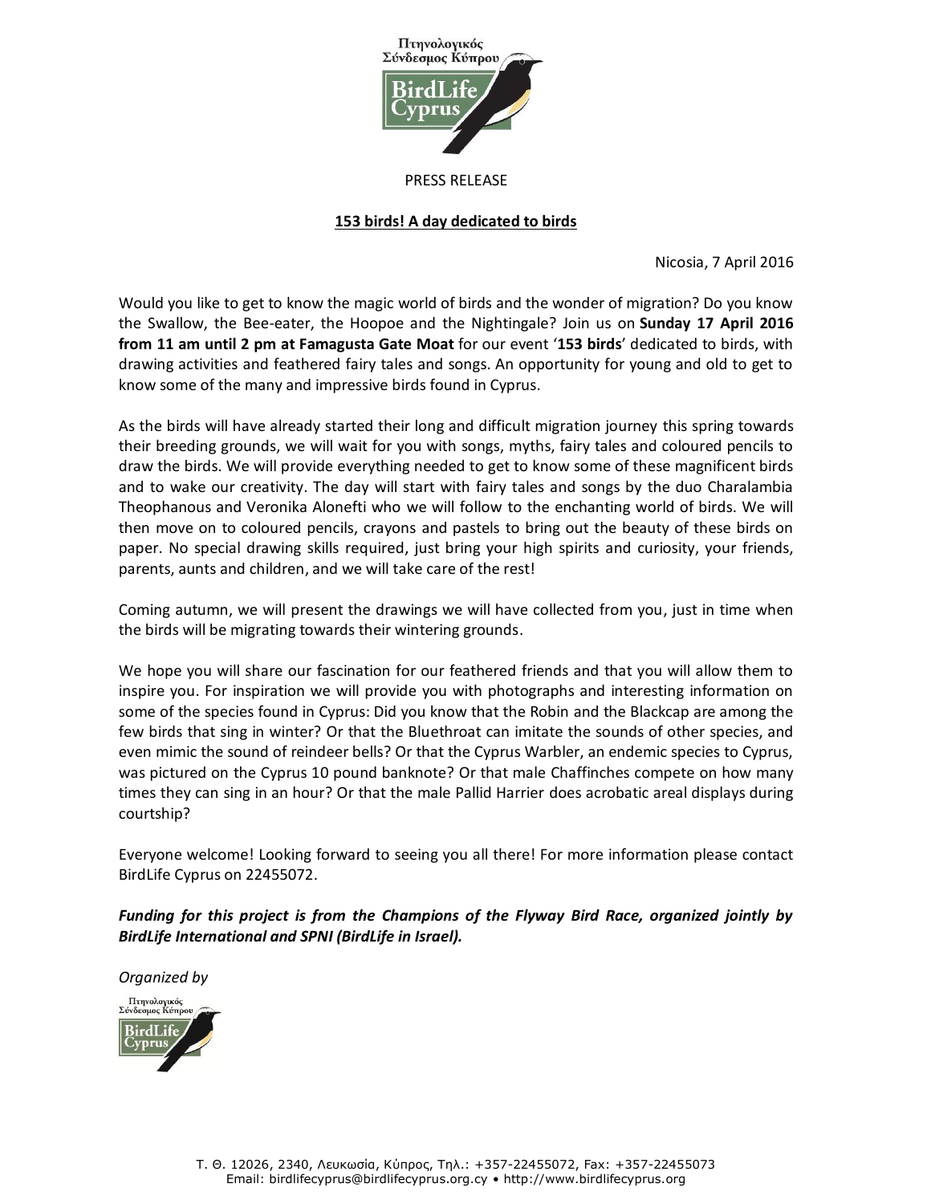Πτηνολογικός Σύνδεσμος Κύπρου

BirdLife Cyprus

PRESS RELEASE

**153 birds! A day dedicated to birds**

Nicosia, 7 April 2016

Would you like to get to know the magic world of birds and the wonder of migration? Do you know the Swallow, the Bee-eater, the Hoopoe and the Nightingale? Join us on **Sunday 17 April 2016 from 11 am until 2 pm at Famagusta Gate Moat** for our event '**153 birds**' dedicated to birds, with drawing activities and feathered fairy tales and songs. An opportunity for young and old to get to know some of the many and impressive birds found in Cyprus.

As the birds will have already started their long and difficult migration journey this spring towards their breeding grounds, we will wait for you with songs, myths, fairy tales and coloured pencils to draw the birds. We will provide everything needed to get to know some of these magnificent birds and to wake our creativity. The day will start with fairy tales and songs by the duo Charalambia Theophanous and Veronika Alonefti who we will follow to the enchanting world of birds. We will then move on to coloured pencils, crayons and pastels to bring out the beauty of these birds on paper. No special drawing skills required, just bring your high spirits and curiosity, your friends, parents, aunts and children, and we will take care of the rest!

Coming autumn, we will present the drawings we will have collected from you, just in time when the birds will be migrating towards their wintering grounds.

We hope you will share our fascination for our feathered friends and that you will allow them to inspire you. For inspiration we will provide you with photographs and interesting information on some of the species found in Cyprus: Did you know that the Robin and the Blackcap are among the few birds that sing in winter? Or that the Bluethroat can imitate the sounds of other species, and even mimic the sound of reindeer bells? Or that the Cyprus Warbler, an endemic species to Cyprus, was pictured on the Cyprus 10 pound banknote? Or that male Chaffinches compete on how many times they can sing in an hour? Or that the male Pallid Harrier does acrobatic areal displays during courtship?

Everyone welcome! Looking forward to seeing you all there! For more information please contact BirdLife Cyprus on 22455072.

***Funding for this project is from the Champions of the Flyway Bird Race, organized jointly by BirdLife International and SPNI (BirdLife in Israel).***

*Organized by*

Πτηνολογικός Σύνδεσμος Κύπρου

BirdLife Cyprus

Τ. Θ. 12026, 2340, Λευκωσία, Κύπρος, Τηλ.: +357-22455072, Fax: +357-22455073
Email: birdlifecyprus@birdlifecyprus.org.cy • http://www.birdlifecyprus.org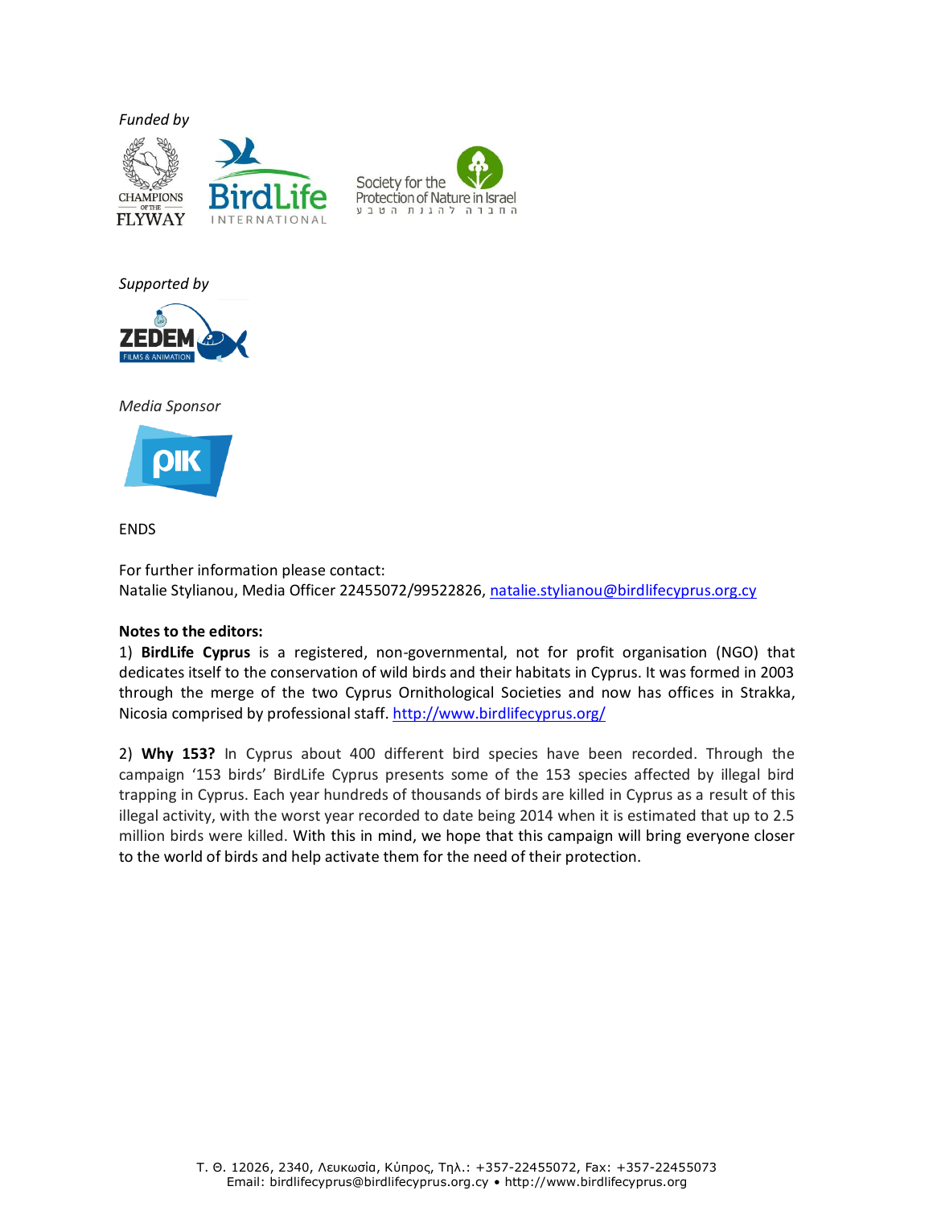*Funded by*

*Supported by*

*Media Sponsor*

ENDS

For further information please contact:
Natalie Stylianou, Media Officer 22455072/99522826, natalie.stylianou@birdlifecyprus.org.cy

**Notes to the editors:**

1) **BirdLife Cyprus** is a registered, non-governmental, not for profit organisation (NGO) that dedicates itself to the conservation of wild birds and their habitats in Cyprus. It was formed in 2003 through the merge of the two Cyprus Ornithological Societies and now has offices in Strakka, Nicosia comprised by professional staff. http://www.birdlifecyprus.org/

2) **Why 153?** In Cyprus about 400 different bird species have been recorded. Through the campaign '153 birds' BirdLife Cyprus presents some of the 153 species affected by illegal bird trapping in Cyprus. Each year hundreds of thousands of birds are killed in Cyprus as a result of this illegal activity, with the worst year recorded to date being 2014 when it is estimated that up to 2.5 million birds were killed. With this in mind, we hope that this campaign will bring everyone closer to the world of birds and help activate them for the need of their protection.